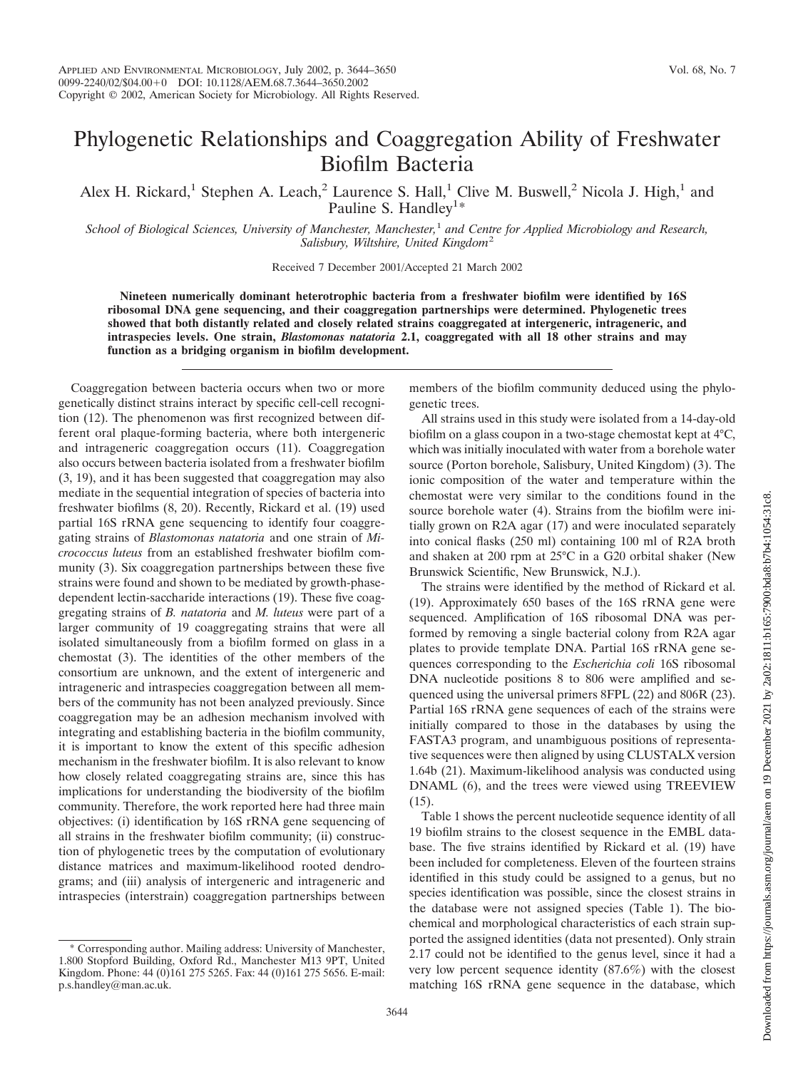# Phylogenetic Relationships and Coaggregation Ability of Freshwater Biofilm Bacteria

Alex H. Rickard,[1] Stephen A. Leach,[2] Laurence S. Hall,[1] Clive M. Buswell,[2] Nicola J. High,[1] and Pauline S. Handley[1]*

*School of Biological Sciences, University of Manchester, Manchester,[1] and Centre for Applied Microbiology and Research, Salisbury, Wiltshire, United Kingdom[2]*

Received 7 December 2001/Accepted 21 March 2002

**Nineteen numerically dominant heterotrophic bacteria from a freshwater biofilm were identified by 16S ribosomal DNA gene sequencing, and their coaggregation partnerships were determined. Phylogenetic trees showed that both distantly related and closely related strains coaggregated at intergeneric, intrageneric, and intraspecies levels. One strain, *Blastomonas natatoria* 2.1, coaggregated with all 18 other strains and may function as a bridging organism in biofilm development.**

Coaggregation between bacteria occurs when two or more genetically distinct strains interact by specific cell-cell recognition (12). The phenomenon was first recognized between different oral plaque-forming bacteria, where both intergeneric and intrageneric coaggregation occurs (11). Coaggregation also occurs between bacteria isolated from a freshwater biofilm (3, 19), and it has been suggested that coaggregation may also mediate in the sequential integration of species of bacteria into freshwater biofilms (8, 20). Recently, Rickard et al. (19) used partial 16S rRNA gene sequencing to identify four coaggregating strains of *Blastomonas natatoria* and one strain of *Micrococcus luteus* from an established freshwater biofilm community (3). Six coaggregation partnerships between these five strains were found and shown to be mediated by growth-phase-dependent lectin-saccharide interactions (19). These five coaggregating strains of *B. natatoria* and *M. luteus* were part of a larger community of 19 coaggregating strains that were all isolated simultaneously from a biofilm formed on glass in a chemostat (3). The identities of the other members of the consortium are unknown, and the extent of intergeneric and intrageneric and intraspecies coaggregation between all members of the community has not been analyzed previously. Since coaggregation may be an adhesion mechanism involved with integrating and establishing bacteria in the biofilm community, it is important to know the extent of this specific adhesion mechanism in the freshwater biofilm. It is also relevant to know how closely related coaggregating strains are, since this has implications for understanding the biodiversity of the biofilm community. Therefore, the work reported here had three main objectives: (i) identification by 16S rRNA gene sequencing of all strains in the freshwater biofilm community; (ii) construction of phylogenetic trees by the computation of evolutionary distance matrices and maximum-likelihood rooted dendrograms; and (iii) analysis of intergeneric and intrageneric and intraspecies (interstrain) coaggregation partnerships between members of the biofilm community deduced using the phylogenetic trees.

All strains used in this study were isolated from a 14-day-old biofilm on a glass coupon in a two-stage chemostat kept at 4°C, which was initially inoculated with water from a borehole water source (Porton borehole, Salisbury, United Kingdom) (3). The ionic composition of the water and temperature within the chemostat were very similar to the conditions found in the source borehole water (4). Strains from the biofilm were initially grown on R2A agar (17) and were inoculated separately into conical flasks (250 ml) containing 100 ml of R2A broth and shaken at 200 rpm at 25°C in a G20 orbital shaker (New Brunswick Scientific, New Brunswick, N.J.).

The strains were identified by the method of Rickard et al. (19). Approximately 650 bases of the 16S rRNA gene were sequenced. Amplification of 16S ribosomal DNA was performed by removing a single bacterial colony from R2A agar plates to provide template DNA. Partial 16S rRNA gene sequences corresponding to the *Escherichia coli* 16S ribosomal DNA nucleotide positions 8 to 806 were amplified and sequenced using the universal primers 8FPL (22) and 806R (23). Partial 16S rRNA gene sequences of each of the strains were initially compared to those in the databases by using the FASTA3 program, and unambiguous positions of representative sequences were then aligned by using CLUSTALX version 1.64b (21). Maximum-likelihood analysis was conducted using DNAML (6), and the trees were viewed using TREEVIEW (15).

Table 1 shows the percent nucleotide sequence identity of all 19 biofilm strains to the closest sequence in the EMBL database. The five strains identified by Rickard et al. (19) have been included for completeness. Eleven of the fourteen strains identified in this study could be assigned to a genus, but no species identification was possible, since the closest strains in the database were not assigned species (Table 1). The biochemical and morphological characteristics of each strain supported the assigned identities (data not presented). Only strain 2.17 could not be identified to the genus level, since it had a very low percent sequence identity (87.6%) with the closest matching 16S rRNA gene sequence in the database, which

* Corresponding author. Mailing address: University of Manchester, 1.800 Stopford Building, Oxford Rd., Manchester M13 9PT, United Kingdom. Phone: 44 (0)161 275 5265. Fax: 44 (0)161 275 5656. E-mail: p.s.handley@man.ac.uk.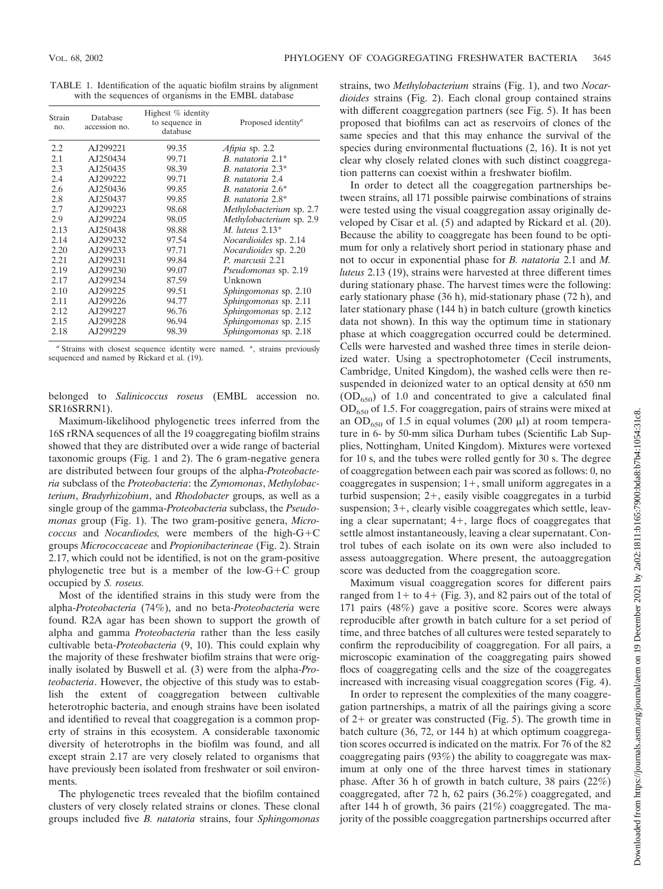TABLE 1. Identification of the aquatic biofilm strains by alignment with the sequences of organisms in the EMBL database

| Strain no. | Database accession no. | Highest % identity to sequence in database | Proposed identity[a] |
|---|---|---|---|
| 2.2 | AJ299221 | 99.35 | *Afipia* sp. 2.2 |
| 2.1 | AJ250434 | 99.71 | *B. natatoria* 2.1* |
| 2.3 | AJ250435 | 98.39 | *B. natatoria* 2.3* |
| 2.4 | AJ299222 | 99.71 | *B. natatoria* 2.4 |
| 2.6 | AJ250436 | 99.85 | *B. natatoria* 2.6* |
| 2.8 | AJ250437 | 99.85 | *B. natatoria* 2.8* |
| 2.7 | AJ299223 | 98.68 | *Methylobacterium* sp. 2.7 |
| 2.9 | AJ299224 | 98.05 | *Methylobacterium* sp. 2.9 |
| 2.13 | AJ250438 | 98.88 | *M. luteus* 2.13* |
| 2.14 | AJ299232 | 97.54 | *Nocardioides* sp. 2.14 |
| 2.20 | AJ299233 | 97.71 | *Nocardioides* sp. 2.20 |
| 2.21 | AJ299231 | 99.84 | *P. marcusii* 2.21 |
| 2.19 | AJ299230 | 99.07 | *Pseudomonas* sp. 2.19 |
| 2.17 | AJ299234 | 87.59 | Unknown |
| 2.10 | AJ299225 | 99.51 | *Sphingomonas* sp. 2.10 |
| 2.11 | AJ299226 | 94.77 | *Sphingomonas* sp. 2.11 |
| 2.12 | AJ299227 | 96.76 | *Sphingomonas* sp. 2.12 |
| 2.15 | AJ299228 | 96.94 | *Sphingomonas* sp. 2.15 |
| 2.18 | AJ299229 | 98.39 | *Sphingomonas* sp. 2.18 |

[a] Strains with closest sequence identity were named. *, strains previously sequenced and named by Rickard et al. (19).

belonged to *Salinicoccus roseus* (EMBL accession no. SR16SRRN1).

Maximum-likelihood phylogenetic trees inferred from the 16S rRNA sequences of all the 19 coaggregating biofilm strains showed that they are distributed over a wide range of bacterial taxonomic groups (Fig. 1 and 2). The 6 gram-negative genera are distributed between four groups of the alpha-*Proteobacteria* subclass of the *Proteobacteria*: the *Zymomonas*, *Methylobacterium*, *Bradyrhizobium*, and *Rhodobacter* groups, as well as a single group of the gamma-*Proteobacteria* subclass, the *Pseudomonas* group (Fig. 1). The two gram-positive genera, *Micrococcus* and *Nocardiodes,* were members of the high-G+C groups *Micrococcaceae* and *Propionibacterineae* (Fig. 2). Strain 2.17, which could not be identified, is not on the gram-positive phylogenetic tree but is a member of the low-G+C group occupied by *S. roseus.*

Most of the identified strains in this study were from the alpha-*Proteobacteria* (74%), and no beta-*Proteobacteria* were found. R2A agar has been shown to support the growth of alpha and gamma *Proteobacteria* rather than the less easily cultivable beta-*Proteobacteria* (9, 10). This could explain why the majority of these freshwater biofilm strains that were originally isolated by Buswell et al. (3) were from the alpha-*Proteobacteria*. However, the objective of this study was to establish the extent of coaggregation between cultivable heterotrophic bacteria, and enough strains have been isolated and identified to reveal that coaggregation is a common property of strains in this ecosystem. A considerable taxonomic diversity of heterotrophs in the biofilm was found, and all except strain 2.17 are very closely related to organisms that have previously been isolated from freshwater or soil environments.

The phylogenetic trees revealed that the biofilm contained clusters of very closely related strains or clones. These clonal groups included five *B. natatoria* strains, four *Sphingomonas* strains, two *Methylobacterium* strains (Fig. 1), and two *Nocardioides* strains (Fig. 2). Each clonal group contained strains with different coaggregation partners (see Fig. 5). It has been proposed that biofilms can act as reservoirs of clones of the same species and that this may enhance the survival of the species during environmental fluctuations (2, 16). It is not yet clear why closely related clones with such distinct coaggregation patterns can coexist within a freshwater biofilm.

In order to detect all the coaggregation partnerships between strains, all 171 possible pairwise combinations of strains were tested using the visual coaggregation assay originally developed by Cisar et al. (5) and adapted by Rickard et al. (20). Because the ability to coaggregate has been found to be optimum for only a relatively short period in stationary phase and not to occur in exponential phase for *B. natatoria* 2.1 and *M. luteus* 2.13 (19), strains were harvested at three different times during stationary phase. The harvest times were the following: early stationary phase (36 h), mid-stationary phase (72 h), and later stationary phase (144 h) in batch culture (growth kinetics data not shown). In this way the optimum time in stationary phase at which coaggregation occurred could be determined. Cells were harvested and washed three times in sterile deionized water. Using a spectrophotometer (Cecil instruments, Cambridge, United Kingdom), the washed cells were then resuspended in deionized water to an optical density at 650 nm ($OD_{650}$) of 1.0 and concentrated to give a calculated final $OD_{650}$ of 1.5. For coaggregation, pairs of strains were mixed at an $OD_{650}$ of 1.5 in equal volumes (200 μl) at room temperature in 6- by 50-mm silica Durham tubes (Scientific Lab Supplies, Nottingham, United Kingdom). Mixtures were vortexed for 10 s, and the tubes were rolled gently for 30 s. The degree of coaggregation between each pair was scored as follows: 0, no coaggregates in suspension; 1+, small uniform aggregates in a turbid suspension; 2+, easily visible coaggregates in a turbid suspension; 3+, clearly visible coaggregates which settle, leaving a clear supernatant; 4+, large flocs of coaggregates that settle almost instantaneously, leaving a clear supernatant. Control tubes of each isolate on its own were also included to assess autoaggregation. Where present, the autoaggregation score was deducted from the coaggregation score.

Maximum visual coaggregation scores for different pairs ranged from 1+ to 4+ (Fig. 3), and 82 pairs out of the total of 171 pairs (48%) gave a positive score. Scores were always reproducible after growth in batch culture for a set period of time, and three batches of all cultures were tested separately to confirm the reproducibility of coaggregation. For all pairs, a microscopic examination of the coaggregating pairs showed flocs of coaggregating cells and the size of the coaggregates increased with increasing visual coaggregation scores (Fig. 4).

In order to represent the complexities of the many coaggregation partnerships, a matrix of all the pairings giving a score of 2+ or greater was constructed (Fig. 5). The growth time in batch culture (36, 72, or 144 h) at which optimum coaggregation scores occurred is indicated on the matrix. For 76 of the 82 coaggregating pairs (93%) the ability to coaggregate was maximum at only one of the three harvest times in stationary phase. After 36 h of growth in batch culture, 38 pairs (22%) coaggregated, after 72 h, 62 pairs (36.2%) coaggregated, and after 144 h of growth, 36 pairs (21%) coaggregated. The majority of the possible coaggregation partnerships occurred after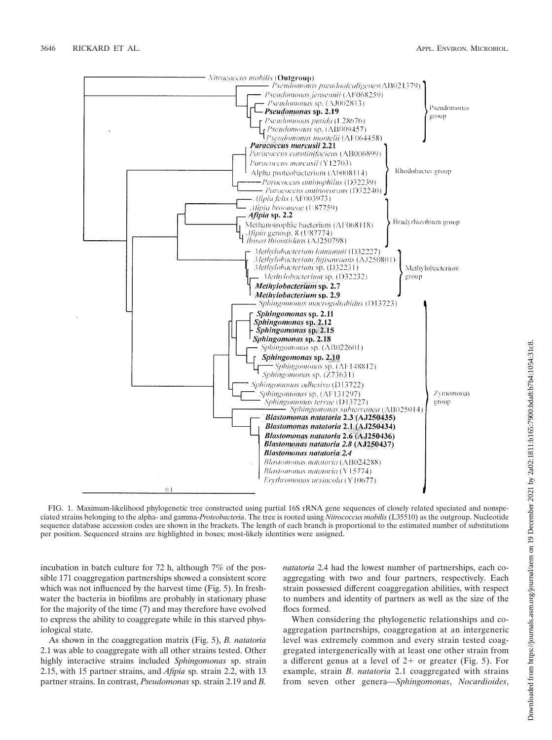FIG. 1. Maximum-likelihood phylogenetic tree constructed using partial 16S rRNA gene sequences of closely related speciated and nonspeciated strains belonging to the alpha- and gamma-*Proteobacteria*. The tree is rooted using *Nitrococcus mobilis* (L35510) as the outgroup. Nucleotide sequence database accession codes are shown in the brackets. The length of each branch is proportional to the estimated number of substitutions per position. Sequenced strains are highlighted in boxes; most-likely identities were assigned.

incubation in batch culture for 72 h, although 7% of the possible 171 coaggregation partnerships showed a consistent score which was not influenced by the harvest time (Fig. 5). In freshwater the bacteria in biofilms are probably in stationary phase for the majority of the time (7) and may therefore have evolved to express the ability to coaggregate while in this starved physiological state.

As shown in the coaggregation matrix (Fig. 5), *B. natatoria* 2.1 was able to coaggregate with all other strains tested. Other highly interactive strains included *Sphingomonas* sp. strain 2.15, with 15 partner strains, and *Afipia* sp. strain 2.2, with 13 partner strains. In contrast, *Pseudomonas* sp. strain 2.19 and *B. natatoria* 2.4 had the lowest number of partnerships, each coaggregating with two and four partners, respectively. Each strain possessed different coaggregation abilities, with respect to numbers and identity of partners as well as the size of the flocs formed.

When considering the phylogenetic relationships and coaggregation partnerships, coaggregation at an intergeneric level was extremely common and every strain tested coaggregated intergenerically with at least one other strain from a different genus at a level of 2+ or greater (Fig. 5). For example, strain *B. natatoria* 2.1 coaggregated with strains from seven other genera—*Sphingomonas*, *Nocardioides*,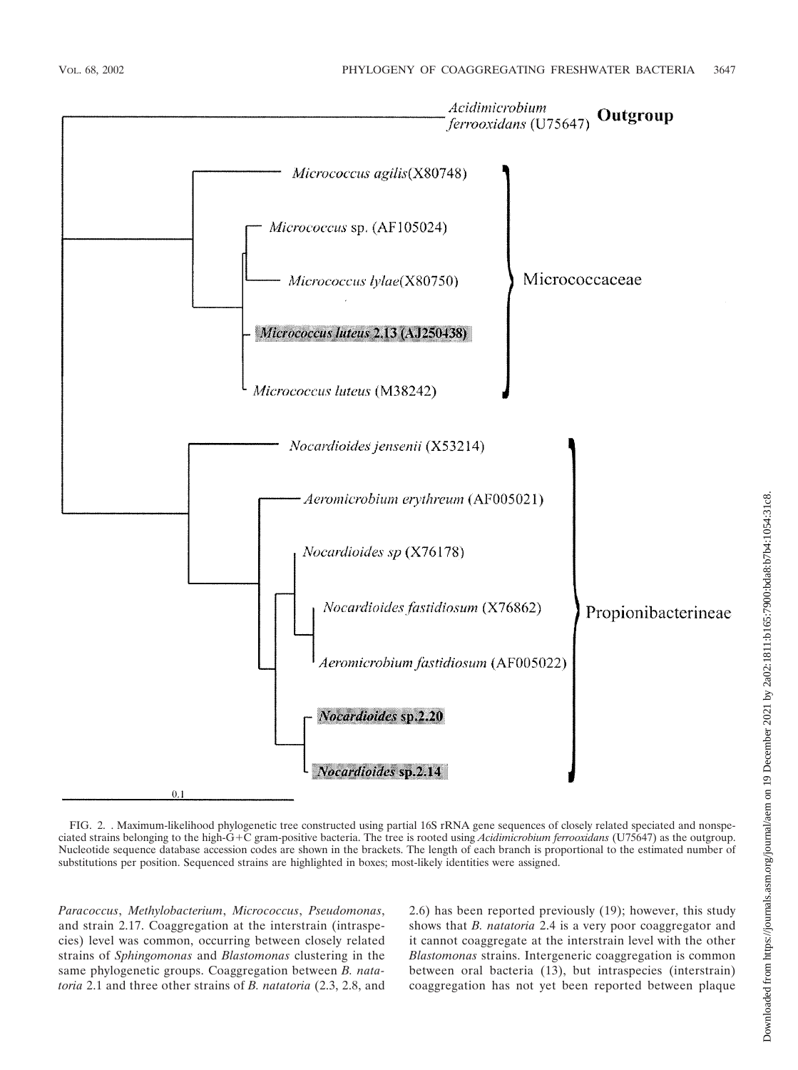FIG. 2. . Maximum-likelihood phylogenetic tree constructed using partial 16S rRNA gene sequences of closely related speciated and nonspeciated strains belonging to the high-G+C gram-positive bacteria. The tree is rooted using *Acidimicrobium ferrooxidans* (U75647) as the outgroup. Nucleotide sequence database accession codes are shown in the brackets. The length of each branch is proportional to the estimated number of substitutions per position. Sequenced strains are highlighted in boxes; most-likely identities were assigned.

*Paracoccus*, *Methylobacterium*, *Micrococcus*, *Pseudomonas*, and strain 2.17. Coaggregation at the interstrain (intraspecies) level was common, occurring between closely related strains of *Sphingomonas* and *Blastomonas* clustering in the same phylogenetic groups. Coaggregation between *B. natatoria* 2.1 and three other strains of *B. natatoria* (2.3, 2.8, and 2.6) has been reported previously (19); however, this study shows that *B. natatoria* 2.4 is a very poor coaggregator and it cannot coaggregate at the interstrain level with the other *Blastomonas* strains. Intergeneric coaggregation is common between oral bacteria (13), but intraspecies (interstrain) coaggregation has not yet been reported between plaque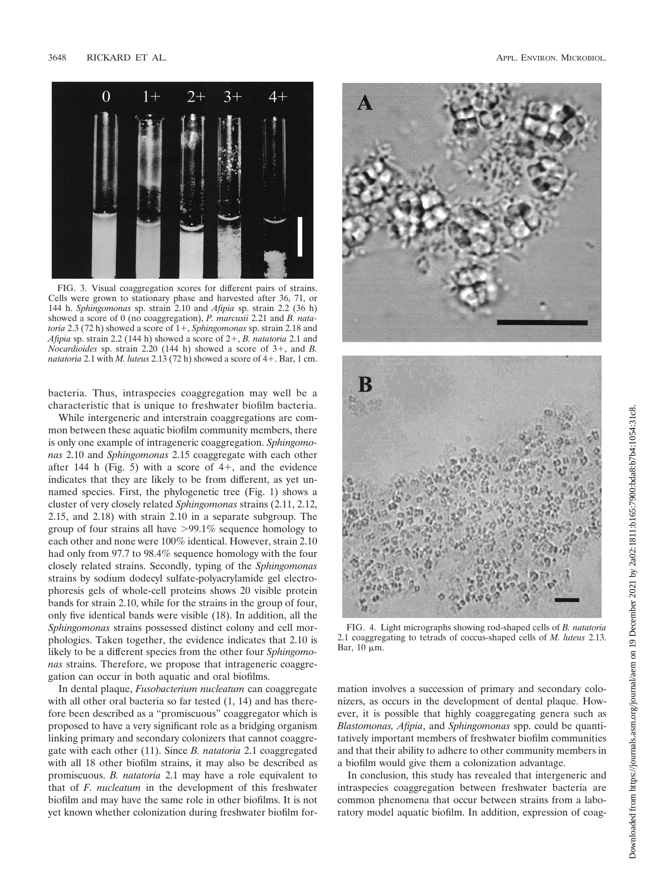FIG. 3. Visual coaggregation scores for different pairs of strains. Cells were grown to stationary phase and harvested after 36, 71, or 144 h. *Sphingomonas* sp. strain 2.10 and *Afipia* sp. strain 2.2 (36 h) showed a score of 0 (no coaggregation), *P. marcusii* 2.21 and *B. natatoria* 2.3 (72 h) showed a score of 1+, *Sphingomonas* sp. strain 2.18 and *Afipia* sp. strain 2.2 (144 h) showed a score of 2+, *B. natatoria* 2.1 and *Nocardioides* sp. strain 2.20 (144 h) showed a score of 3+, and *B. natatoria* 2.1 with *M. luteus* 2.13 (72 h) showed a score of 4+. Bar, 1 cm.

bacteria. Thus, intraspecies coaggregation may well be a characteristic that is unique to freshwater biofilm bacteria.

While intergeneric and interstrain coaggregations are common between these aquatic biofilm community members, there is only one example of intrageneric coaggregation. *Sphingomonas* 2.10 and *Sphingomonas* 2.15 coaggregate with each other after 144 h (Fig. 5) with a score of 4+, and the evidence indicates that they are likely to be from different, as yet unnamed species. First, the phylogenetic tree (Fig. 1) shows a cluster of very closely related *Sphingomonas* strains (2.11, 2.12, 2.15, and 2.18) with strain 2.10 in a separate subgroup. The group of four strains all have >99.1% sequence homology to each other and none were 100% identical. However, strain 2.10 had only from 97.7 to 98.4% sequence homology with the four closely related strains. Secondly, typing of the *Sphingomonas* strains by sodium dodecyl sulfate-polyacrylamide gel electrophoresis gels of whole-cell proteins shows 20 visible protein bands for strain 2.10, while for the strains in the group of four, only five identical bands were visible (18). In addition, all the *Sphingomonas* strains possessed distinct colony and cell morphologies. Taken together, the evidence indicates that 2.10 is likely to be a different species from the other four *Sphingomonas* strains. Therefore, we propose that intrageneric coaggregation can occur in both aquatic and oral biofilms.

In dental plaque, *Fusobacterium nucleatum* can coaggregate with all other oral bacteria so far tested (1, 14) and has therefore been described as a "promiscuous" coaggregator which is proposed to have a very significant role as a bridging organism linking primary and secondary colonizers that cannot coaggregate with each other (11). Since *B. natatoria* 2.1 coaggregated with all 18 other biofilm strains, it may also be described as promiscuous. *B. natatoria* 2.1 may have a role equivalent to that of *F. nucleatum* in the development of this freshwater biofilm and may have the same role in other biofilms. It is not yet known whether colonization during freshwater biofilm formation involves a succession of primary and secondary colonizers, as occurs in the development of dental plaque. However, it is possible that highly coaggregating genera such as *Blastomonas, Afipia*, and *Sphingomonas* spp. could be quantitatively important members of freshwater biofilm communities and that their ability to adhere to other community members in a biofilm would give them a colonization advantage.

FIG. 4. Light micrographs showing rod-shaped cells of *B. natatoria* 2.1 coaggregating to tetrads of coccus-shaped cells of *M. luteus* 2.13. Bar, 10 μm.

In conclusion, this study has revealed that intergeneric and intraspecies coaggregation between freshwater bacteria are common phenomena that occur between strains from a laboratory model aquatic biofilm. In addition, expression of coag-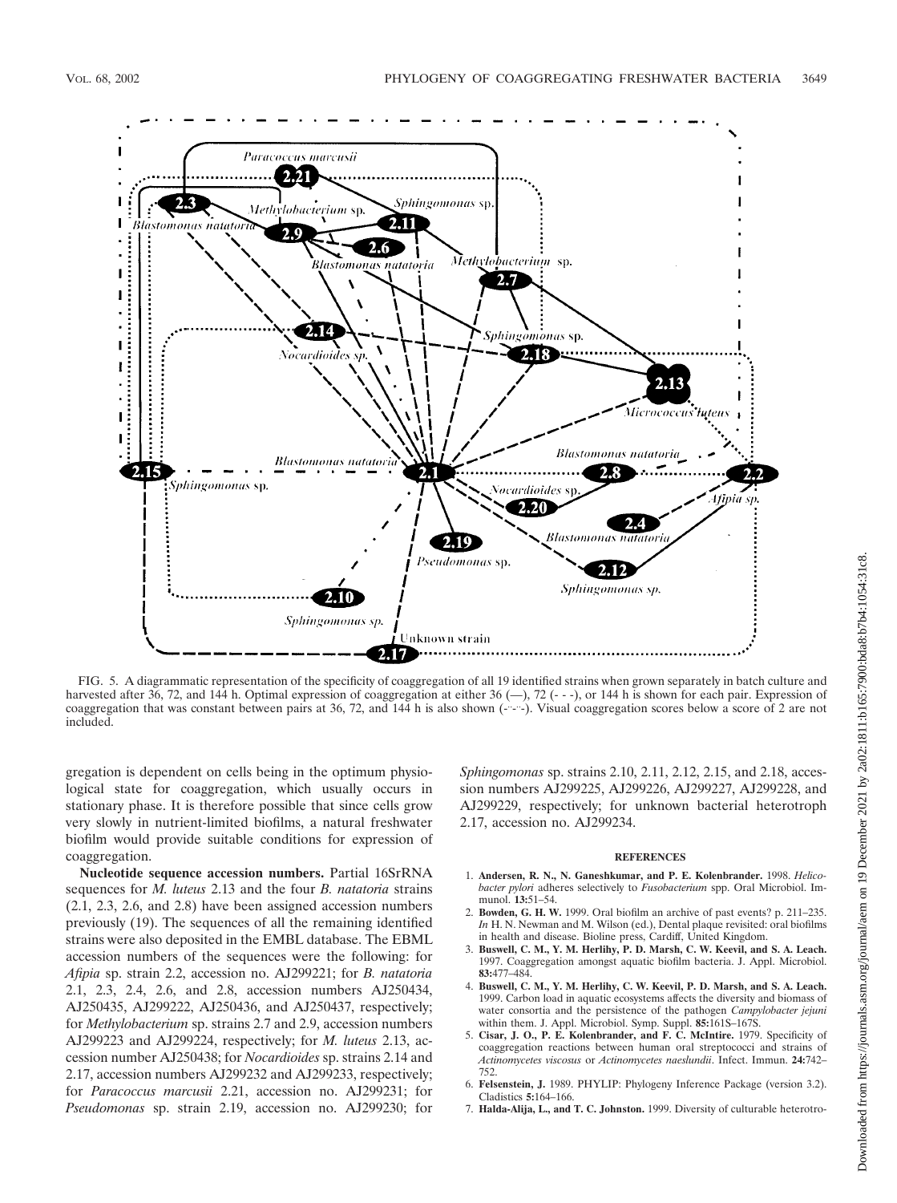FIG. 5. A diagrammatic representation of the specificity of coaggregation of all 19 identified strains when grown separately in batch culture and harvested after 36, 72, and 144 h. Optimal expression of coaggregation at either 36 (—), 72 (- - -), or 144 h is shown for each pair. Expression of coaggregation that was constant between pairs at 36, 72, and 144 h is also shown (-·-·-). Visual coaggregation scores below a score of 2 are not included.

gregation is dependent on cells being in the optimum physiological state for coaggregation, which usually occurs in stationary phase. It is therefore possible that since cells grow very slowly in nutrient-limited biofilms, a natural freshwater biofilm would provide suitable conditions for expression of coaggregation.

**Nucleotide sequence accession numbers.** Partial 16SrRNA sequences for *M. luteus* 2.13 and the four *B. natatoria* strains (2.1, 2.3, 2.6, and 2.8) have been assigned accession numbers previously (19). The sequences of all the remaining identified strains were also deposited in the EMBL database. The EBML accession numbers of the sequences were the following: for *Afipia* sp. strain 2.2, accession no. AJ299221; for *B. natatoria* 2.1, 2.3, 2.4, 2.6, and 2.8, accession numbers AJ250434, AJ250435, AJ299222, AJ250436, and AJ250437, respectively; for *Methylobacterium* sp. strains 2.7 and 2.9, accession numbers AJ299223 and AJ299224, respectively; for *M. luteus* 2.13, accession number AJ250438; for *Nocardioides* sp. strains 2.14 and 2.17, accession numbers AJ299232 and AJ299233, respectively; for *Paracoccus marcusii* 2.21, accession no. AJ299231; for *Pseudomonas* sp. strain 2.19, accession no. AJ299230; for *Sphingomonas* sp. strains 2.10, 2.11, 2.12, 2.15, and 2.18, accession numbers AJ299225, AJ299226, AJ299227, AJ299228, and AJ299229, respectively; for unknown bacterial heterotroph 2.17, accession no. AJ299234.

## REFERENCES

1. **Andersen, R. N., N. Ganeshkumar, and P. E. Kolenbrander.** 1998. *Helicobacter pylori* adheres selectively to *Fusobacterium* spp. Oral Microbiol. Immunol. **13:**51–54.
2. **Bowden, G. H. W.** 1999. Oral biofilm an archive of past events? p. 211–235. *In* H. N. Newman and M. Wilson (ed.), Dental plaque revisited: oral biofilms in health and disease. Bioline press, Cardiff, United Kingdom.
3. **Buswell, C. M., Y. M. Herlihy, P. D. Marsh, C. W. Keevil, and S. A. Leach.** 1997. Coaggregation amongst aquatic biofilm bacteria. J. Appl. Microbiol. **83:**477–484.
4. **Buswell, C. M., Y. M. Herlihy, C. W. Keevil, P. D. Marsh, and S. A. Leach.** 1999. Carbon load in aquatic ecosystems affects the diversity and biomass of water consortia and the persistence of the pathogen *Campylobacter jejuni* within them. J. Appl. Microbiol. Symp. Suppl. **85:**161S–167S.
5. **Cisar, J. O., P. E. Kolenbrander, and F. C. McIntire.** 1979. Specificity of coaggregation reactions between human oral streptococci and strains of *Actinomycetes viscosus* or *Actinomycetes naeslundii*. Infect. Immun. **24:**742–752.
6. **Felsenstein, J.** 1989. PHYLIP: Phylogeny Inference Package (version 3.2). Cladistics **5:**164–166.
7. **Halda-Alija, L., and T. C. Johnston.** 1999. Diversity of culturable heterotro-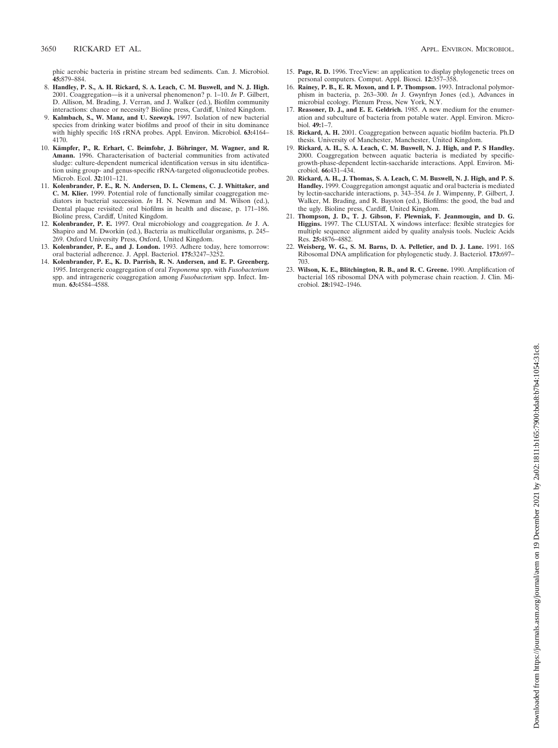phic aerobic bacteria in pristine stream bed sediments. Can. J. Microbiol. **45:**879–884.

8. **Handley, P. S., A. H. Rickard, S. A. Leach, C. M. Buswell, and N. J. High.** 2001. Coaggregation—is it a universal phenomenon? p. 1–10. *In* P. Gilbert, D. Allison, M. Brading, J. Verran, and J. Walker (ed.), Biofilm community interactions: chance or necessity? Bioline press, Cardiff, United Kingdom.
9. **Kalmbach, S., W. Manz, and U. Szewzyk.** 1997. Isolation of new bacterial species from drinking water biofilms and proof of their in situ dominance with highly specific 16S rRNA probes. Appl. Environ. Microbiol. **63:**4164–4170.
10. **Kämpfer, P., R. Erhart, C. Beimfohr, J. Böhringer, M. Wagner, and R. Amann.** 1996. Characterisation of bacterial communities from activated sludge: culture-dependent numerical identification versus in situ identification using group- and genus-specific rRNA-targeted oligonucleotide probes. Microb. Ecol. **32:**101–121.
11. **Kolenbrander, P. E., R. N. Andersen, D. L. Clemens, C. J. Whittaker, and C. M. Klier.** 1999. Potential role of functionally similar coaggregation mediators in bacterial succession. *In* H. N. Newman and M. Wilson (ed.), Dental plaque revisited: oral biofilms in health and disease, p. 171–186. Bioline press, Cardiff, United Kingdom.
12. **Kolenbrander, P. E.** 1997. Oral microbiology and coaggregation. *In* J. A. Shapiro and M. Dworkin (ed.), Bacteria as multicellular organisms, p. 245–269. Oxford University Press, Oxford, United Kingdom.
13. **Kolenbrander, P. E., and J. London.** 1993. Adhere today, here tomorrow: oral bacterial adherence. J. Appl. Bacteriol. **175:**3247–3252.
14. **Kolenbrander, P. E., K. D. Parrish, R. N. Andersen, and E. P. Greenberg.** 1995. Intergeneric coaggregation of oral *Treponema* spp. with *Fusobacterium* spp. and intrageneric coaggregation among *Fusobacterium* spp. Infect. Immun. **63:**4584–4588.
15. **Page, R. D.** 1996. TreeView: an application to display phylogenetic trees on personal computers. Comput. Appl. Biosci. **12:**357–358.
16. **Rainey, P. B., E. R. Moxon, and I. P. Thompson.** 1993. Intraclonal polymorphism in bacteria, p. 263–300. *In* J. Gwynfryn Jones (ed.), Advances in microbial ecology. Plenum Press, New York, N.Y.
17. **Reasoner, D. J., and E. E. Geldrich.** 1985. A new medium for the enumeration and subculture of bacteria from potable water. Appl. Environ. Microbiol. **49:**1–7.
18. **Rickard, A. H.** 2001. Coaggregation between aquatic biofilm bacteria. Ph.D thesis. University of Manchester, Manchester, United Kingdom.
19. **Rickard, A. H., S. A. Leach, C. M. Buswell, N. J. High, and P. S Handley.** 2000. Coaggregation between aquatic bacteria is mediated by specific-growth-phase-dependent lectin-saccharide interactions. Appl. Environ. Microbiol. **66:**431–434.
20. **Rickard, A. H., J. Thomas, S. A. Leach, C. M. Buswell, N. J. High, and P. S. Handley.** 1999. Coaggregation amongst aquatic and oral bacteria is mediated by lectin-saccharide interactions, p. 343–354. *In* J. Wimpenny, P. Gilbert, J. Walker, M. Brading, and R. Bayston (ed.), Biofilms: the good, the bad and the ugly. Bioline press, Cardiff, United Kingdom.
21. **Thompson, J. D., T. J. Gibson, F. Plewniak, F. Jeanmougin, and D. G. Higgins.** 1997. The CLUSTAL X windows interface: flexible strategies for multiple sequence alignment aided by quality analysis tools. Nucleic Acids Res. **25:**4876–4882.
22. **Weisberg, W. G., S. M. Barns, D. A. Pelletier, and D. J. Lane.** 1991. 16S Ribosomal DNA amplification for phylogenetic study. J. Bacteriol. **173:**697–703.
23. **Wilson, K. E., Blitchington, R. B., and R. C. Greene.** 1990. Amplification of bacterial 16S ribosomal DNA with polymerase chain reaction. J. Clin. Microbiol. **28:**1942–1946.